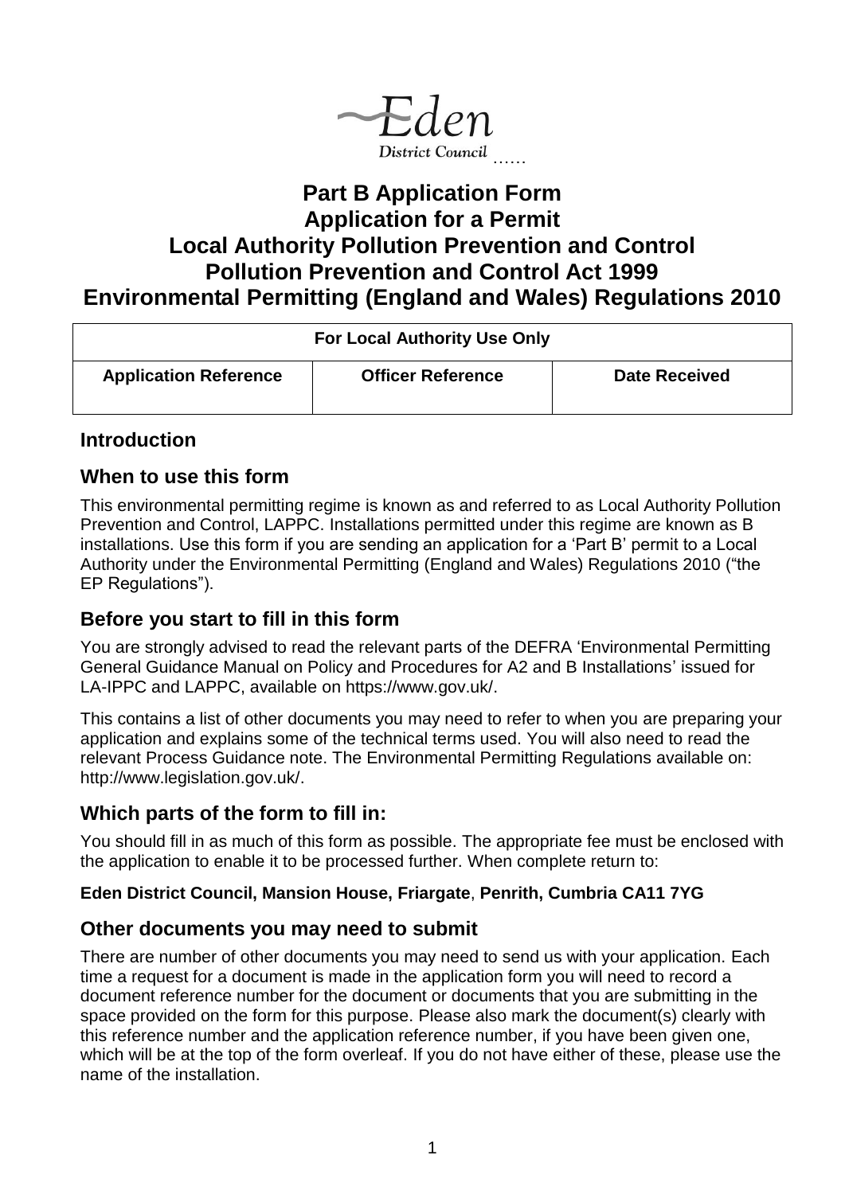Eden

District Council ……

# Part B Application Form
# Application for a Permit
# Local Authority Pollution Prevention and Control
# Pollution Prevention and Control Act 1999
# Environmental Permitting (England and Wales) Regulations 2010

| For Local Authority Use Only | | |
|---|---|---|
| **Application Reference** | **Officer Reference** | **Date Received** |
| | | |

## Introduction

## When to use this form

This environmental permitting regime is known as and referred to as Local Authority Pollution Prevention and Control, LAPPC. Installations permitted under this regime are known as B installations. Use this form if you are sending an application for a 'Part B' permit to a Local Authority under the Environmental Permitting (England and Wales) Regulations 2010 ("the EP Regulations").

## Before you start to fill in this form

You are strongly advised to read the relevant parts of the DEFRA 'Environmental Permitting General Guidance Manual on Policy and Procedures for A2 and B Installations' issued for LA-IPPC and LAPPC, available on https://www.gov.uk/.

This contains a list of other documents you may need to refer to when you are preparing your application and explains some of the technical terms used. You will also need to read the relevant Process Guidance note. The Environmental Permitting Regulations available on: http://www.legislation.gov.uk/.

## Which parts of the form to fill in:

You should fill in as much of this form as possible. The appropriate fee must be enclosed with the application to enable it to be processed further. When complete return to:

**Eden District Council, Mansion House, Friargate**, **Penrith, Cumbria CA11 7YG**

## Other documents you may need to submit

There are number of other documents you may need to send us with your application. Each time a request for a document is made in the application form you will need to record a document reference number for the document or documents that you are submitting in the space provided on the form for this purpose. Please also mark the document(s) clearly with this reference number and the application reference number, if you have been given one, which will be at the top of the form overleaf. If you do not have either of these, please use the name of the installation.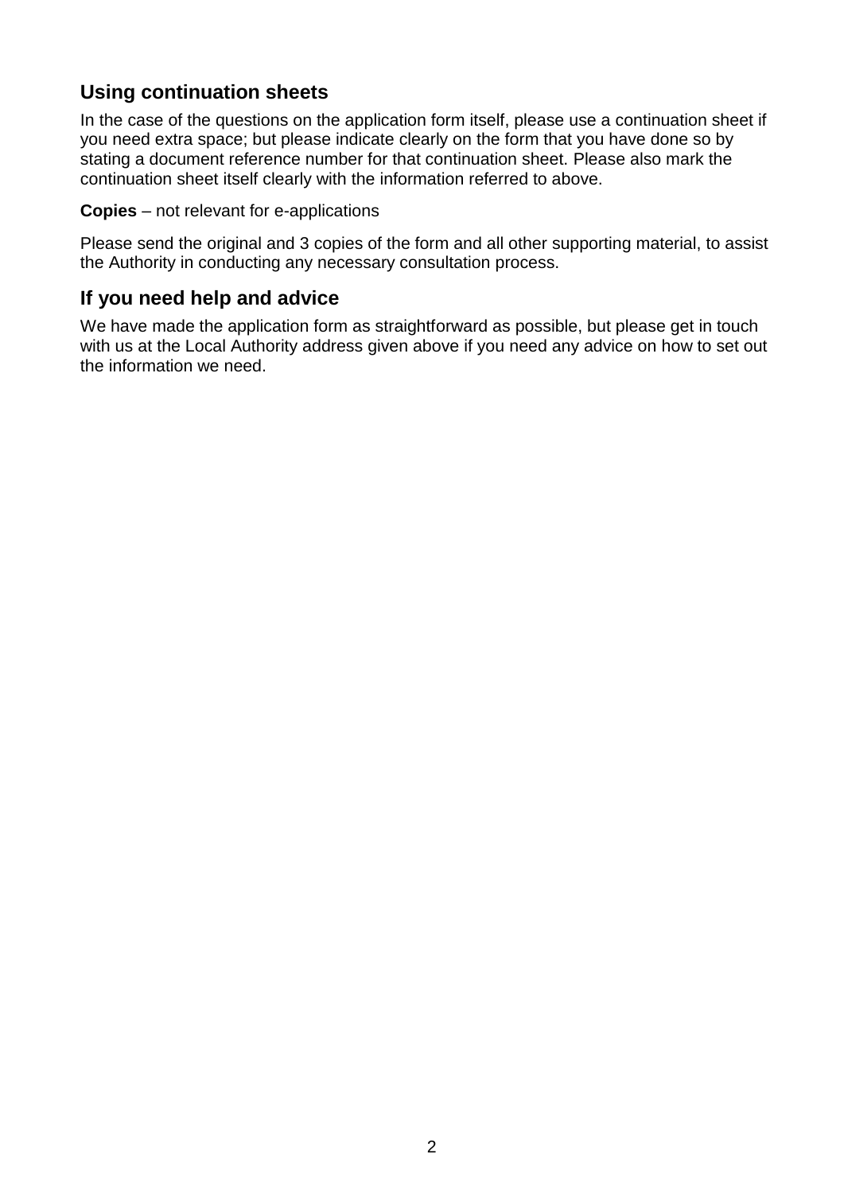## Using continuation sheets

In the case of the questions on the application form itself, please use a continuation sheet if you need extra space; but please indicate clearly on the form that you have done so by stating a document reference number for that continuation sheet. Please also mark the continuation sheet itself clearly with the information referred to above.

**Copies** – not relevant for e-applications

Please send the original and 3 copies of the form and all other supporting material, to assist the Authority in conducting any necessary consultation process.

## If you need help and advice

We have made the application form as straightforward as possible, but please get in touch with us at the Local Authority address given above if you need any advice on how to set out the information we need.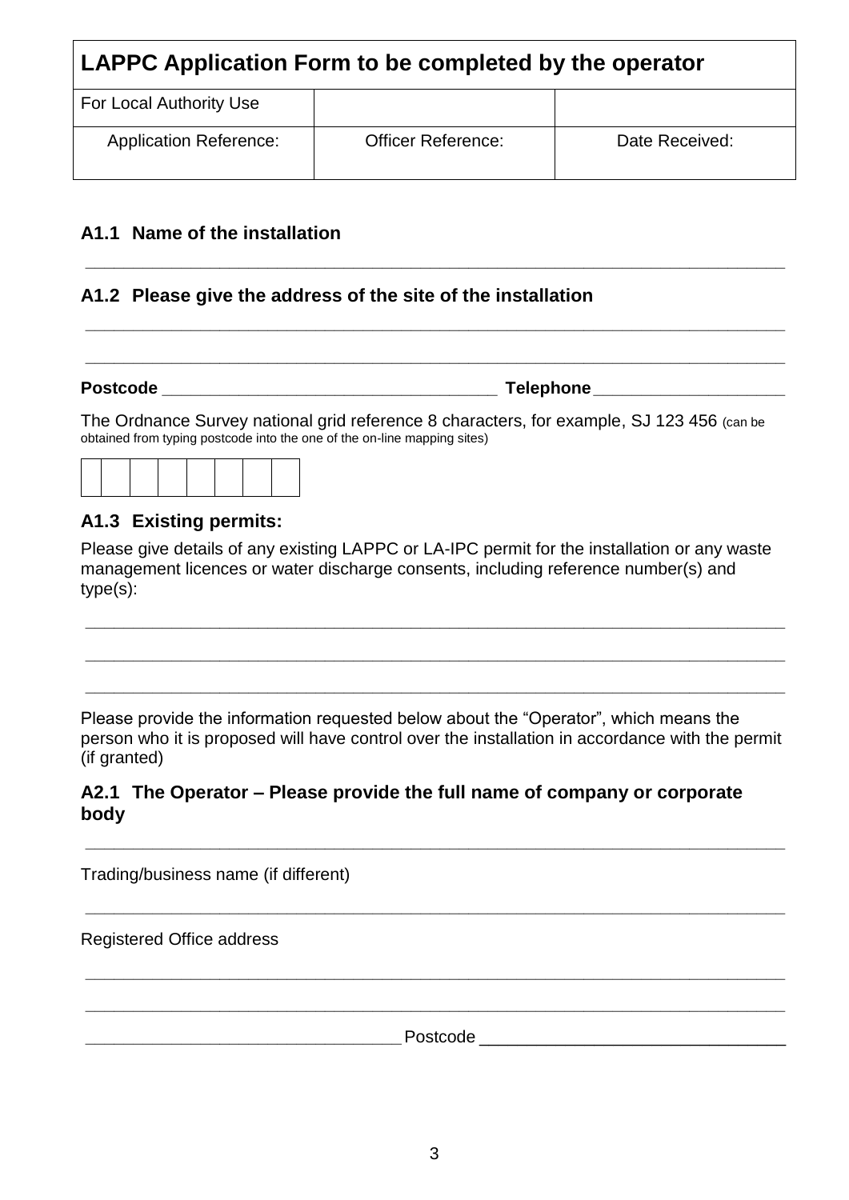| LAPPC Application Form to be completed by the operator | | |
|---|---|---|
| For Local Authority Use | | |
| Application Reference: | Officer Reference: | Date Received: |

### A1.1 Name of the installation

_______________________________________________________________________________

### A1.2 Please give the address of the site of the installation

_______________________________________________________________________________

_______________________________________________________________________________

**Postcode** ___________________________________ **Telephone** ____________________

The Ordnance Survey national grid reference 8 characters, for example, SJ 123 456 (can be obtained from typing postcode into the one of the on-line mapping sites)

| | | | | | | | |
|---|---|---|---|---|---|---|---|
| | | | | | | | |

### A1.3 Existing permits:

Please give details of any existing LAPPC or LA-IPC permit for the installation or any waste management licences or water discharge consents, including reference number(s) and type(s):

_______________________________________________________________________________

_______________________________________________________________________________

_______________________________________________________________________________

Please provide the information requested below about the "Operator", which means the person who it is proposed will have control over the installation in accordance with the permit (if granted)

### A2.1 The Operator – Please provide the full name of company or corporate body

_______________________________________________________________________________

Trading/business name (if different)

_______________________________________________________________________________

Registered Office address

_______________________________________________________________________________

_______________________________________________________________________________

_________________________________ Postcode _________________________________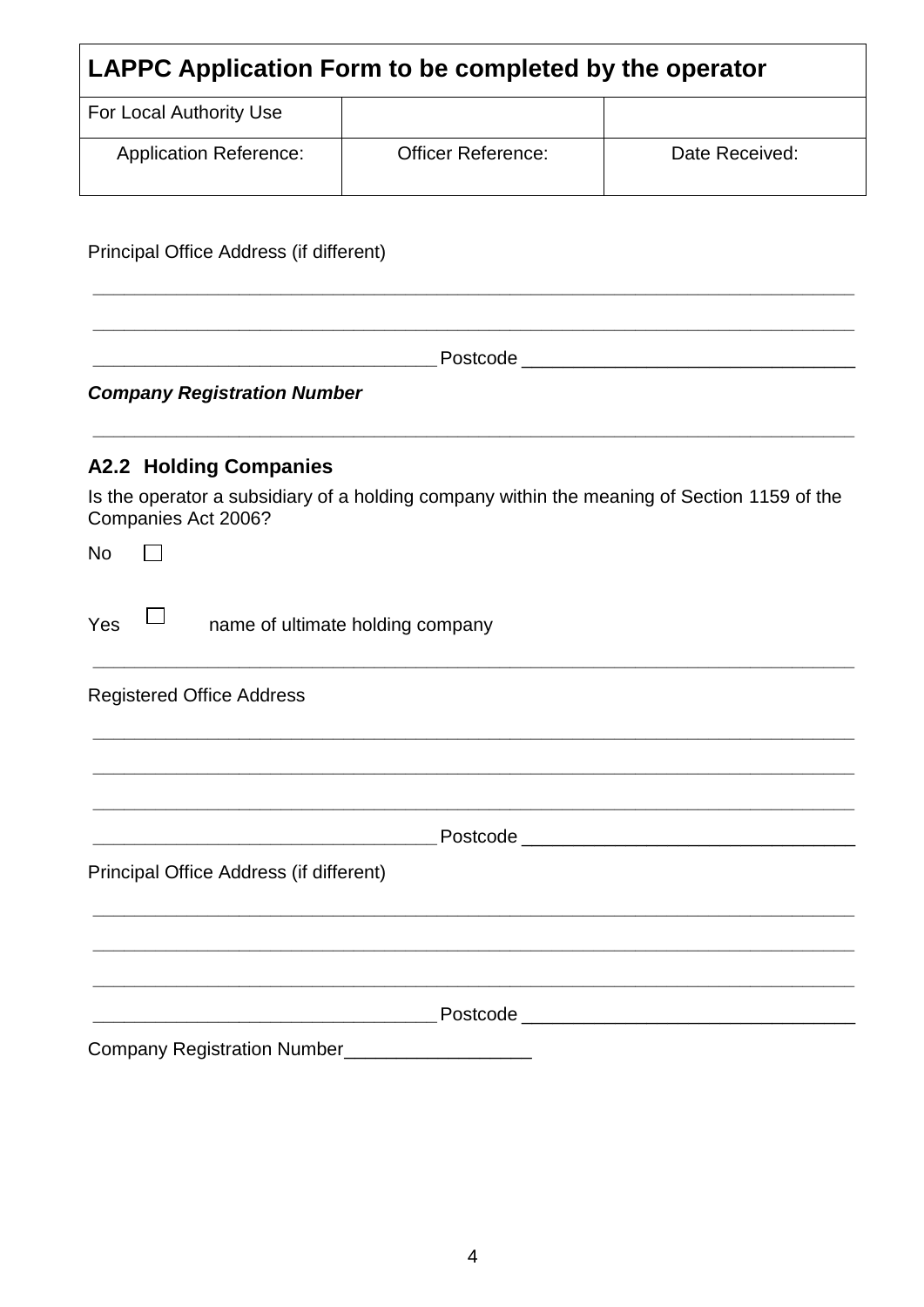| LAPPC Application Form to be completed by the operator | | |
|---|---|---|
| For Local Authority Use | | |
| Application Reference: | Officer Reference: | Date Received: |

Principal Office Address (if different)

______________________________________________________________________________

______________________________________________________________________________

__________________________________ Postcode _________________________________

***Company Registration Number***

______________________________________________________________________________

### A2.2 Holding Companies

Is the operator a subsidiary of a holding company within the meaning of Section 1159 of the Companies Act 2006?

No ☐

Yes ☐ name of ultimate holding company

______________________________________________________________________________

Registered Office Address

______________________________________________________________________________

______________________________________________________________________________

______________________________________________________________________________

__________________________________ Postcode _________________________________

Principal Office Address (if different)

______________________________________________________________________________

______________________________________________________________________________

______________________________________________________________________________

__________________________________ Postcode _________________________________

Company Registration Number__________________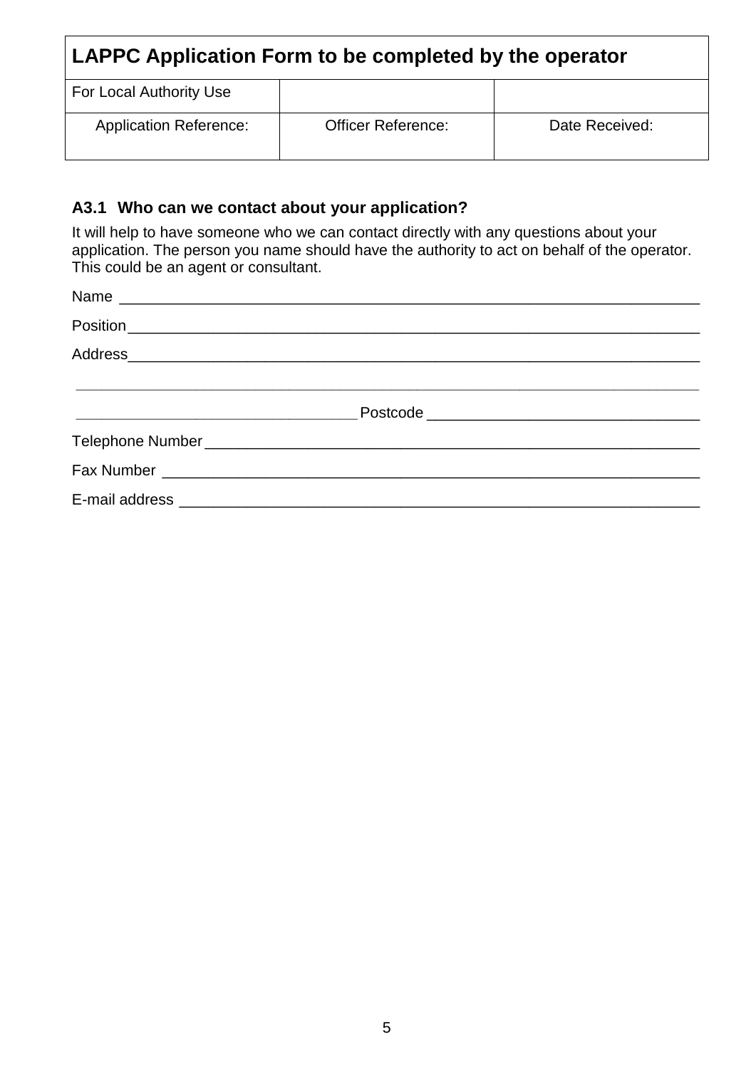| LAPPC Application Form to be completed by the operator | | |
|---|---|---|
| For Local Authority Use | | |
| Application Reference: | Officer Reference: | Date Received: |

### A3.1 Who can we contact about your application?

It will help to have someone who we can contact directly with any questions about your application. The person you name should have the authority to act on behalf of the operator. This could be an agent or consultant.

Name ______________________________________________________________________

Position_____________________________________________________________________

Address_____________________________________________________________________

______________________________________________________________________________

__________________________________ Postcode _________________________________

Telephone Number______________________________________________________________

Fax Number ___________________________________________________________________

E-mail address _________________________________________________________________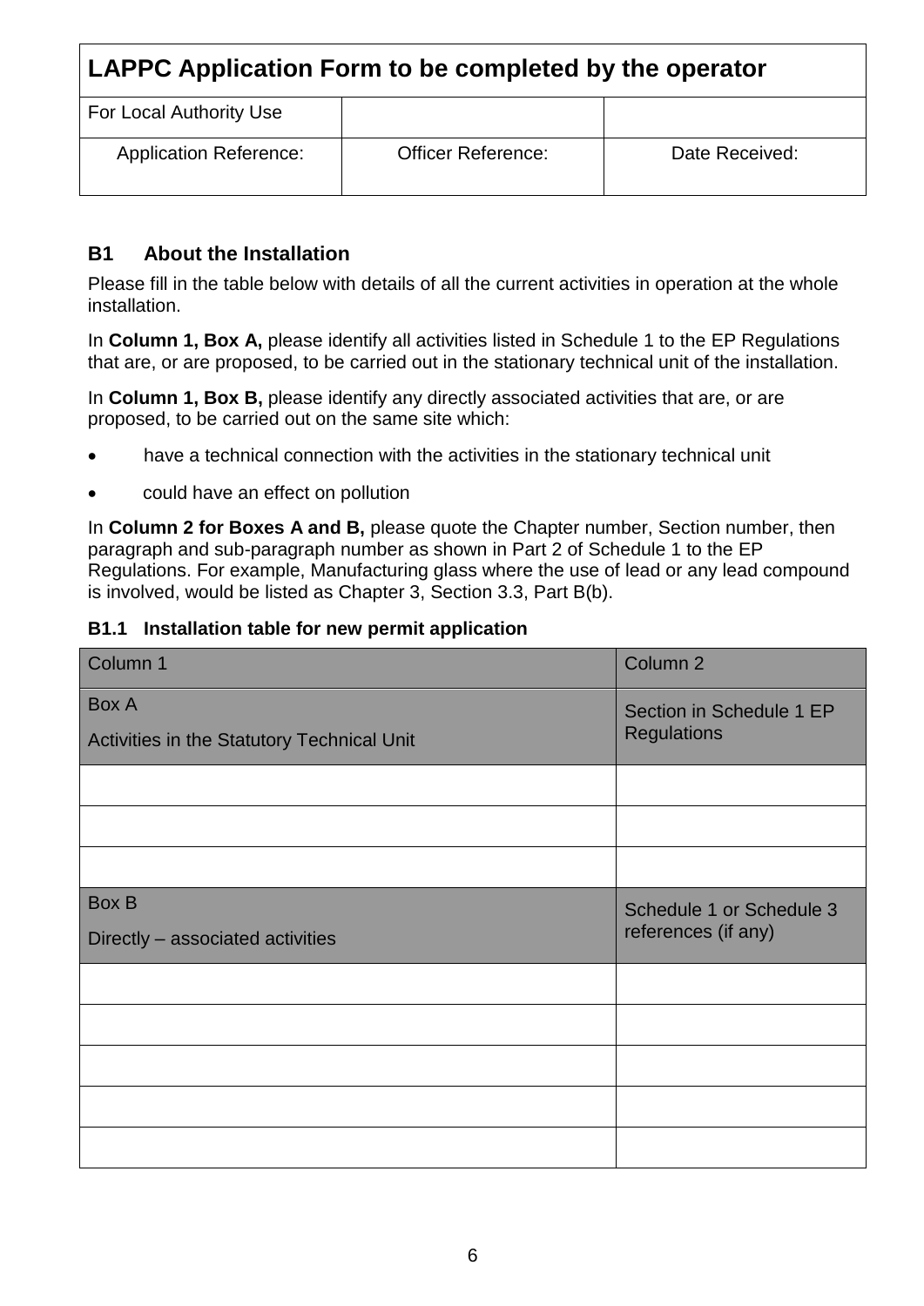| LAPPC Application Form to be completed by the operator | | |
|---|---|---|
| For Local Authority Use | | |
| Application Reference: | Officer Reference: | Date Received: |

### B1 About the Installation

Please fill in the table below with details of all the current activities in operation at the whole installation.

In **Column 1, Box A,** please identify all activities listed in Schedule 1 to the EP Regulations that are, or are proposed, to be carried out in the stationary technical unit of the installation.

In **Column 1, Box B,** please identify any directly associated activities that are, or are proposed, to be carried out on the same site which:

- have a technical connection with the activities in the stationary technical unit
- could have an effect on pollution

In **Column 2 for Boxes A and B,** please quote the Chapter number, Section number, then paragraph and sub-paragraph number as shown in Part 2 of Schedule 1 to the EP Regulations. For example, Manufacturing glass where the use of lead or any lead compound is involved, would be listed as Chapter 3, Section 3.3, Part B(b).

**B1.1 Installation table for new permit application**

| Column 1 | Column 2 |
|---|---|
| Box A<br>Activities in the Statutory Technical Unit | Section in Schedule 1 EP Regulations |
| | |
| | |
| | |
| Box B<br>Directly – associated activities | Schedule 1 or Schedule 3 references (if any) |
| | |
| | |
| | |
| | |
| | |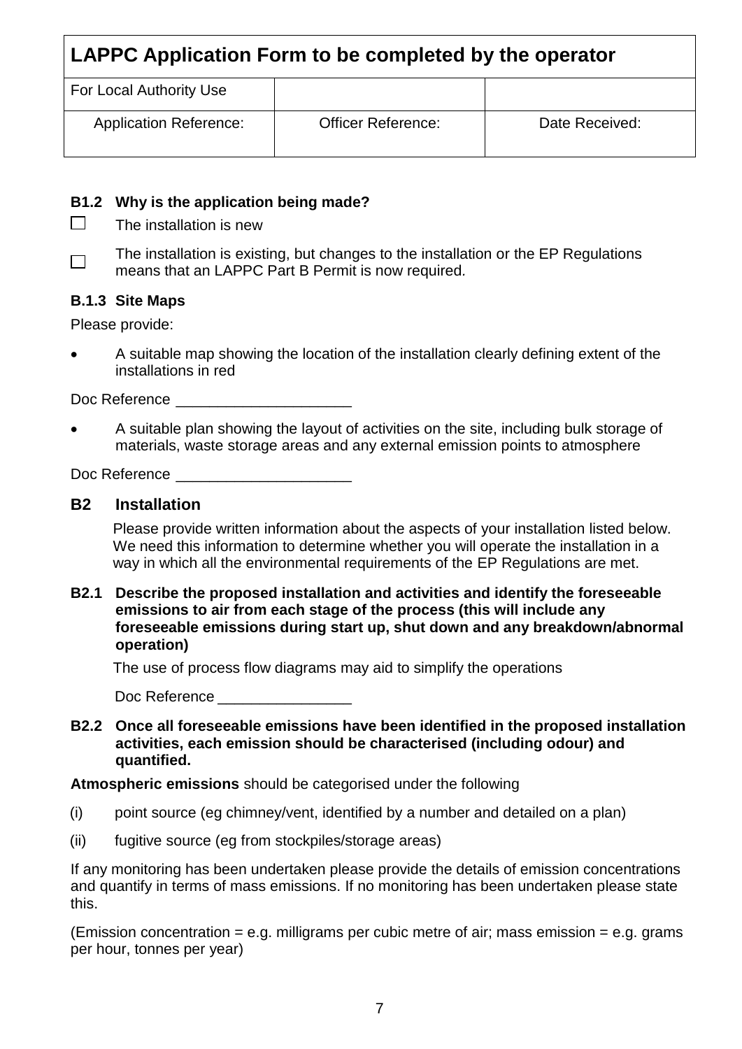| LAPPC Application Form to be completed by the operator | | |
|---|---|---|
| For Local Authority Use | | |
| Application Reference: | Officer Reference: | Date Received: |

**B1.2 Why is the application being made?**

☐ The installation is new

☐ The installation is existing, but changes to the installation or the EP Regulations means that an LAPPC Part B Permit is now required.

**B.1.3 Site Maps**

Please provide:

- A suitable map showing the location of the installation clearly defining extent of the installations in red

Doc Reference ____________________

- A suitable plan showing the layout of activities on the site, including bulk storage of materials, waste storage areas and any external emission points to atmosphere

Doc Reference ____________________

## B2 Installation

Please provide written information about the aspects of your installation listed below. We need this information to determine whether you will operate the installation in a way in which all the environmental requirements of the EP Regulations are met.

**B2.1 Describe the proposed installation and activities and identify the foreseeable emissions to air from each stage of the process (this will include any foreseeable emissions during start up, shut down and any breakdown/abnormal operation)**

The use of process flow diagrams may aid to simplify the operations

Doc Reference ________________

**B2.2 Once all foreseeable emissions have been identified in the proposed installation activities, each emission should be characterised (including odour) and quantified.**

**Atmospheric emissions** should be categorised under the following

(i) point source (eg chimney/vent, identified by a number and detailed on a plan)

(ii) fugitive source (eg from stockpiles/storage areas)

If any monitoring has been undertaken please provide the details of emission concentrations and quantify in terms of mass emissions. If no monitoring has been undertaken please state this.

(Emission concentration = e.g. milligrams per cubic metre of air; mass emission = e.g. grams per hour, tonnes per year)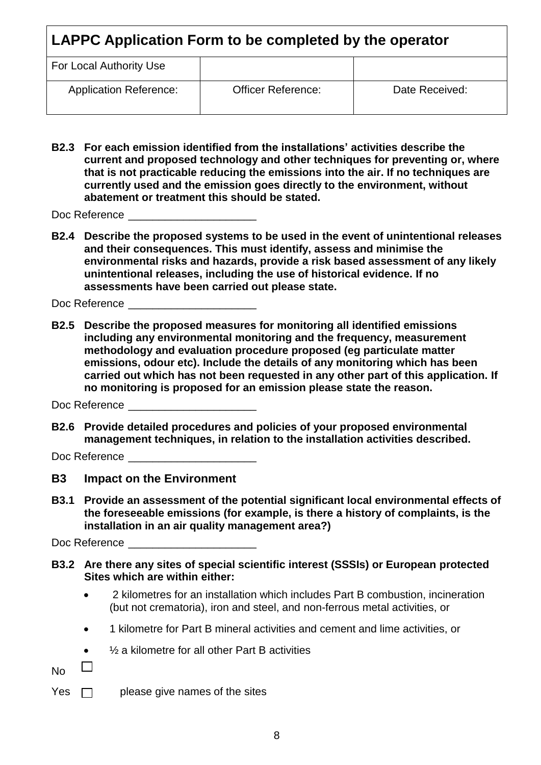| LAPPC Application Form to be completed by the operator | | |
|---|---|---|
| For Local Authority Use | | |
| Application Reference: | Officer Reference: | Date Received: |

**B2.3 For each emission identified from the installations' activities describe the current and proposed technology and other techniques for preventing or, where that is not practicable reducing the emissions into the air. If no techniques are currently used and the emission goes directly to the environment, without abatement or treatment this should be stated.**

Doc Reference ____________________

**B2.4 Describe the proposed systems to be used in the event of unintentional releases and their consequences. This must identify, assess and minimise the environmental risks and hazards, provide a risk based assessment of any likely unintentional releases, including the use of historical evidence. If no assessments have been carried out please state.**

Doc Reference ____________________

**B2.5 Describe the proposed measures for monitoring all identified emissions including any environmental monitoring and the frequency, measurement methodology and evaluation procedure proposed (eg particulate matter emissions, odour etc). Include the details of any monitoring which has been carried out which has not been requested in any other part of this application. If no monitoring is proposed for an emission please state the reason.**

Doc Reference ____________________

**B2.6 Provide detailed procedures and policies of your proposed environmental management techniques, in relation to the installation activities described.**

Doc Reference ____________________

## B3 Impact on the Environment

**B3.1 Provide an assessment of the potential significant local environmental effects of the foreseeable emissions (for example, is there a history of complaints, is the installation in an air quality management area?)**

Doc Reference ____________________

**B3.2 Are there any sites of special scientific interest (SSSIs) or European protected Sites which are within either:**

- 2 kilometres for an installation which includes Part B combustion, incineration (but not crematoria), iron and steel, and non-ferrous metal activities, or
- 1 kilometre for Part B mineral activities and cement and lime activities, or
- ½ a kilometre for all other Part B activities

No ☐

Yes ☐ please give names of the sites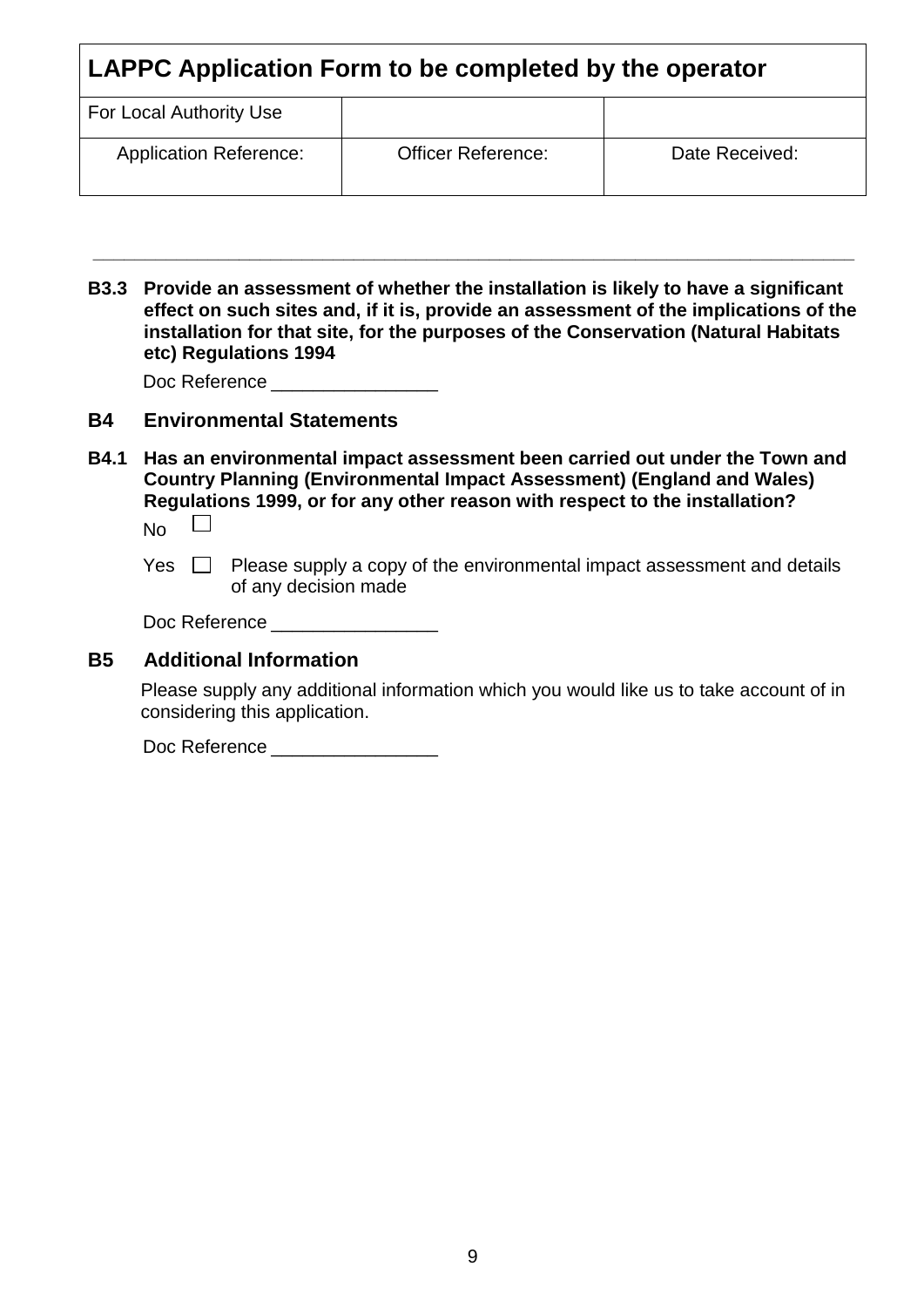# LAPPC Application Form to be completed by the operator

| For Local Authority Use | | |
|---|---|---|
| Application Reference: | Officer Reference: | Date Received: |

---

**B3.3 Provide an assessment of whether the installation is likely to have a significant effect on such sites and, if it is, provide an assessment of the implications of the installation for that site, for the purposes of the Conservation (Natural Habitats etc) Regulations 1994**

Doc Reference ________________

## B4 Environmental Statements

**B4.1 Has an environmental impact assessment been carried out under the Town and Country Planning (Environmental Impact Assessment) (England and Wales) Regulations 1999, or for any other reason with respect to the installation?**

No ☐

Yes ☐ Please supply a copy of the environmental impact assessment and details of any decision made

Doc Reference ________________

## B5 Additional Information

Please supply any additional information which you would like us to take account of in considering this application.

Doc Reference ________________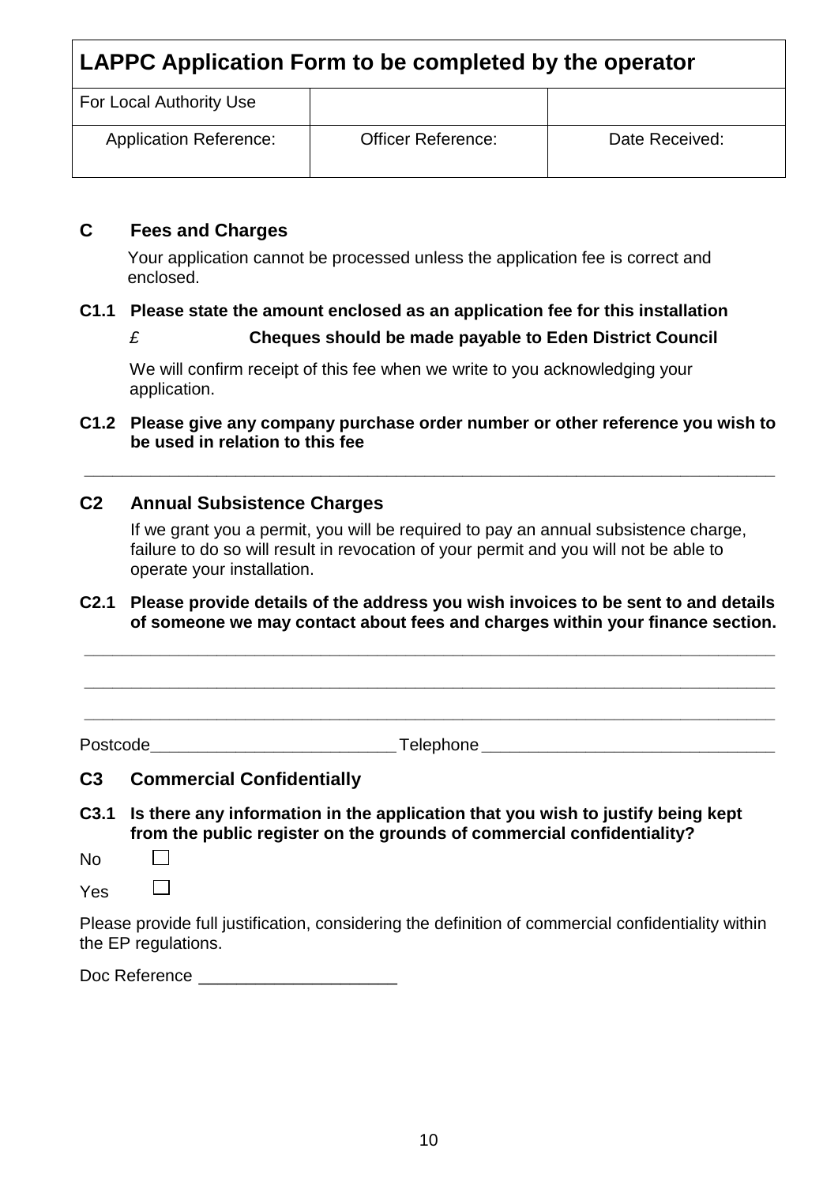| LAPPC Application Form to be completed by the operator | | |
|---|---|---|
| For Local Authority Use | | |
| Application Reference: | Officer Reference: | Date Received: |

## C Fees and Charges

Your application cannot be processed unless the application fee is correct and enclosed.

**C1.1 Please state the amount enclosed as an application fee for this installation**

£ **Cheques should be made payable to Eden District Council**

We will confirm receipt of this fee when we write to you acknowledging your application.

**C1.2 Please give any company purchase order number or other reference you wish to be used in relation to this fee**

______________________________________________________________________

## C2 Annual Subsistence Charges

If we grant you a permit, you will be required to pay an annual subsistence charge, failure to do so will result in revocation of your permit and you will not be able to operate your installation.

**C2.1 Please provide details of the address you wish invoices to be sent to and details of someone we may contact about fees and charges within your finance section.**

______________________________________________________________________

______________________________________________________________________

______________________________________________________________________

Postcode__________________________ Telephone ______________________________

## C3 Commercial Confidentially

**C3.1 Is there any information in the application that you wish to justify being kept from the public register on the grounds of commercial confidentiality?**

No ☐

Yes ☐

Please provide full justification, considering the definition of commercial confidentiality within the EP regulations.

Doc Reference ____________________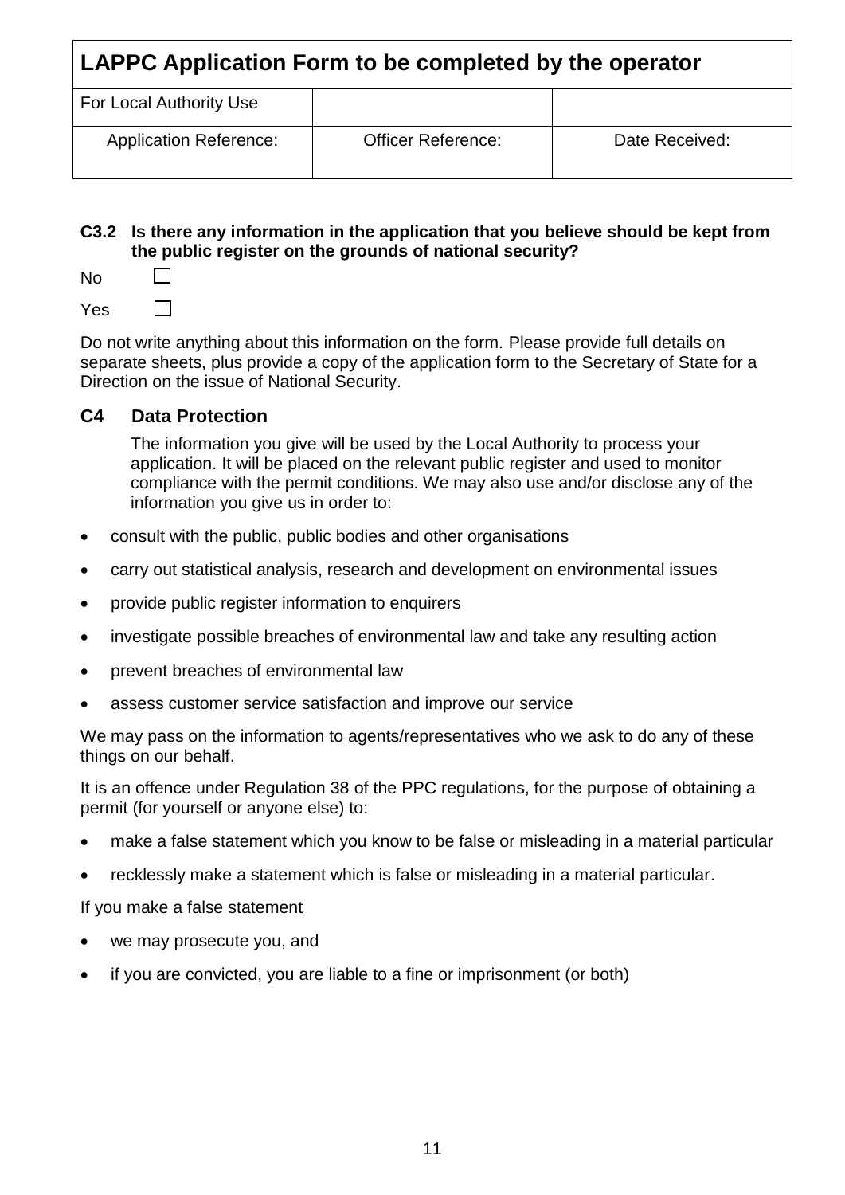## LAPPC Application Form to be completed by the operator

| For Local Authority Use | | |
|---|---|---|
| Application Reference: | Officer Reference: | Date Received: |

**C3.2 Is there any information in the application that you believe should be kept from the public register on the grounds of national security?**

No ☐

Yes ☐

Do not write anything about this information on the form. Please provide full details on separate sheets, plus provide a copy of the application form to the Secretary of State for a Direction on the issue of National Security.

### C4 Data Protection

The information you give will be used by the Local Authority to process your application. It will be placed on the relevant public register and used to monitor compliance with the permit conditions. We may also use and/or disclose any of the information you give us in order to:

- consult with the public, public bodies and other organisations
- carry out statistical analysis, research and development on environmental issues
- provide public register information to enquirers
- investigate possible breaches of environmental law and take any resulting action
- prevent breaches of environmental law
- assess customer service satisfaction and improve our service

We may pass on the information to agents/representatives who we ask to do any of these things on our behalf.

It is an offence under Regulation 38 of the PPC regulations, for the purpose of obtaining a permit (for yourself or anyone else) to:

- make a false statement which you know to be false or misleading in a material particular
- recklessly make a statement which is false or misleading in a material particular.

If you make a false statement

- we may prosecute you, and
- if you are convicted, you are liable to a fine or imprisonment (or both)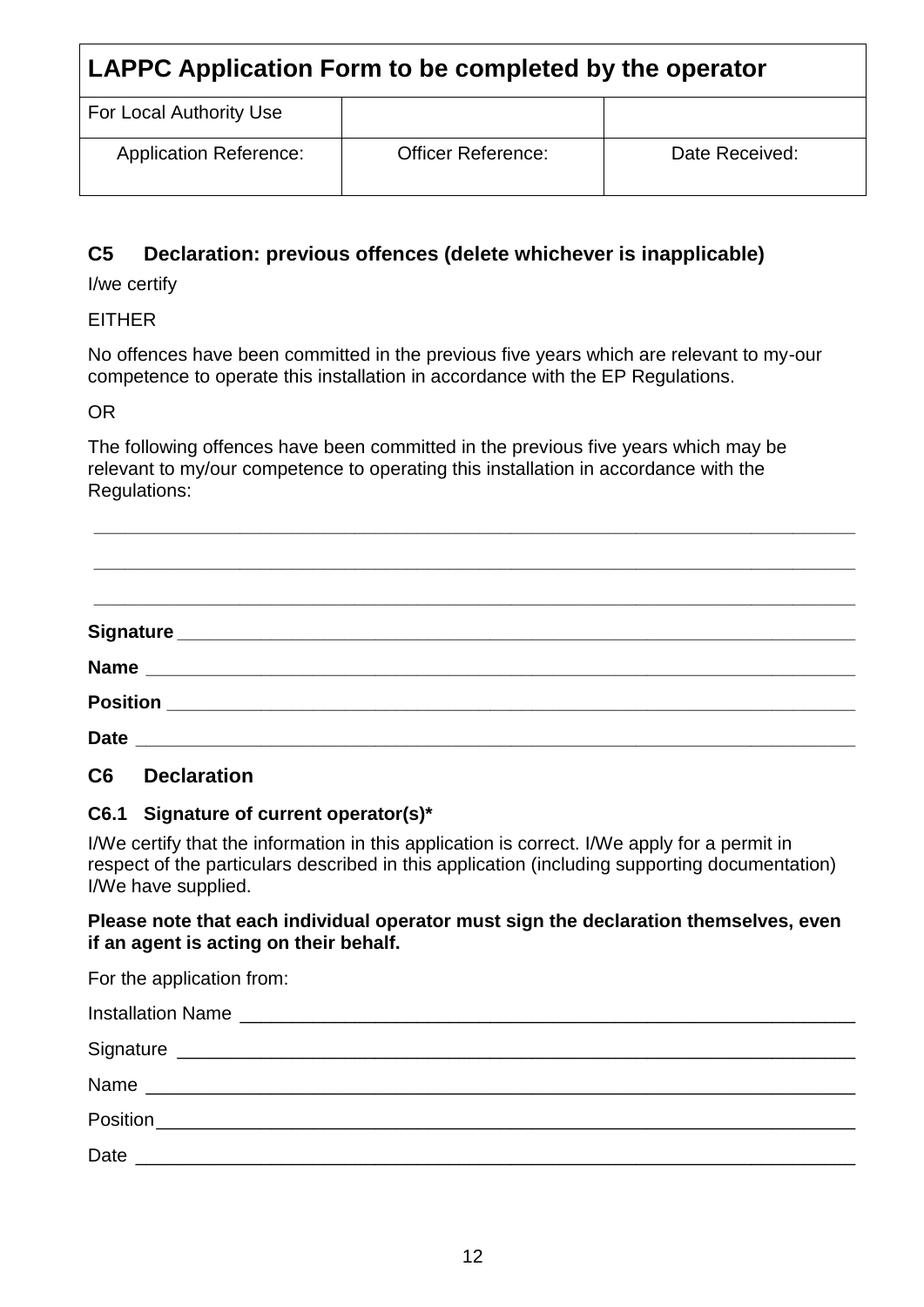| LAPPC Application Form to be completed by the operator | | |
|---|---|---|
| For Local Authority Use | | |
| Application Reference: | Officer Reference: | Date Received: |

## C5 Declaration: previous offences (delete whichever is inapplicable)

I/we certify

EITHER

No offences have been committed in the previous five years which are relevant to my-our competence to operate this installation in accordance with the EP Regulations.

OR

The following offences have been committed in the previous five years which may be relevant to my/our competence to operating this installation in accordance with the Regulations:

\_\_\_\_\_\_\_\_\_\_\_\_\_\_\_\_\_\_\_\_\_\_\_\_\_\_\_\_\_\_\_\_\_\_\_\_\_\_\_\_\_\_\_\_\_\_\_\_\_\_\_\_\_\_\_\_\_\_\_\_\_\_\_\_\_\_\_\_\_\_\_\_

\_\_\_\_\_\_\_\_\_\_\_\_\_\_\_\_\_\_\_\_\_\_\_\_\_\_\_\_\_\_\_\_\_\_\_\_\_\_\_\_\_\_\_\_\_\_\_\_\_\_\_\_\_\_\_\_\_\_\_\_\_\_\_\_\_\_\_\_\_\_\_\_

\_\_\_\_\_\_\_\_\_\_\_\_\_\_\_\_\_\_\_\_\_\_\_\_\_\_\_\_\_\_\_\_\_\_\_\_\_\_\_\_\_\_\_\_\_\_\_\_\_\_\_\_\_\_\_\_\_\_\_\_\_\_\_\_\_\_\_\_\_\_\_\_

**Signature** \_\_\_\_\_\_\_\_\_\_\_\_\_\_\_\_\_\_\_\_\_\_\_\_\_\_\_\_\_\_\_\_\_\_\_\_\_\_\_\_\_\_\_\_\_\_\_\_\_\_\_\_\_\_\_\_\_\_\_\_\_

**Name** \_\_\_\_\_\_\_\_\_\_\_\_\_\_\_\_\_\_\_\_\_\_\_\_\_\_\_\_\_\_\_\_\_\_\_\_\_\_\_\_\_\_\_\_\_\_\_\_\_\_\_\_\_\_\_\_\_\_\_\_\_\_\_\_

**Position** \_\_\_\_\_\_\_\_\_\_\_\_\_\_\_\_\_\_\_\_\_\_\_\_\_\_\_\_\_\_\_\_\_\_\_\_\_\_\_\_\_\_\_\_\_\_\_\_\_\_\_\_\_\_\_\_\_\_\_\_\_\_

**Date** \_\_\_\_\_\_\_\_\_\_\_\_\_\_\_\_\_\_\_\_\_\_\_\_\_\_\_\_\_\_\_\_\_\_\_\_\_\_\_\_\_\_\_\_\_\_\_\_\_\_\_\_\_\_\_\_\_\_\_\_\_\_\_\_\_

## C6 Declaration

### C6.1 Signature of current operator(s)*

I/We certify that the information in this application is correct. I/We apply for a permit in respect of the particulars described in this application (including supporting documentation) I/We have supplied.

**Please note that each individual operator must sign the declaration themselves, even if an agent is acting on their behalf.**

For the application from:

Installation Name \_\_\_\_\_\_\_\_\_\_\_\_\_\_\_\_\_\_\_\_\_\_\_\_\_\_\_\_\_\_\_\_\_\_\_\_\_\_\_\_\_\_\_\_\_\_\_\_\_\_\_\_\_\_\_

Signature \_\_\_\_\_\_\_\_\_\_\_\_\_\_\_\_\_\_\_\_\_\_\_\_\_\_\_\_\_\_\_\_\_\_\_\_\_\_\_\_\_\_\_\_\_\_\_\_\_\_\_\_\_\_\_\_\_\_\_\_\_

Name \_\_\_\_\_\_\_\_\_\_\_\_\_\_\_\_\_\_\_\_\_\_\_\_\_\_\_\_\_\_\_\_\_\_\_\_\_\_\_\_\_\_\_\_\_\_\_\_\_\_\_\_\_\_\_\_\_\_\_\_\_\_\_\_

Position \_\_\_\_\_\_\_\_\_\_\_\_\_\_\_\_\_\_\_\_\_\_\_\_\_\_\_\_\_\_\_\_\_\_\_\_\_\_\_\_\_\_\_\_\_\_\_\_\_\_\_\_\_\_\_\_\_\_\_\_\_\_

Date \_\_\_\_\_\_\_\_\_\_\_\_\_\_\_\_\_\_\_\_\_\_\_\_\_\_\_\_\_\_\_\_\_\_\_\_\_\_\_\_\_\_\_\_\_\_\_\_\_\_\_\_\_\_\_\_\_\_\_\_\_\_\_\_\_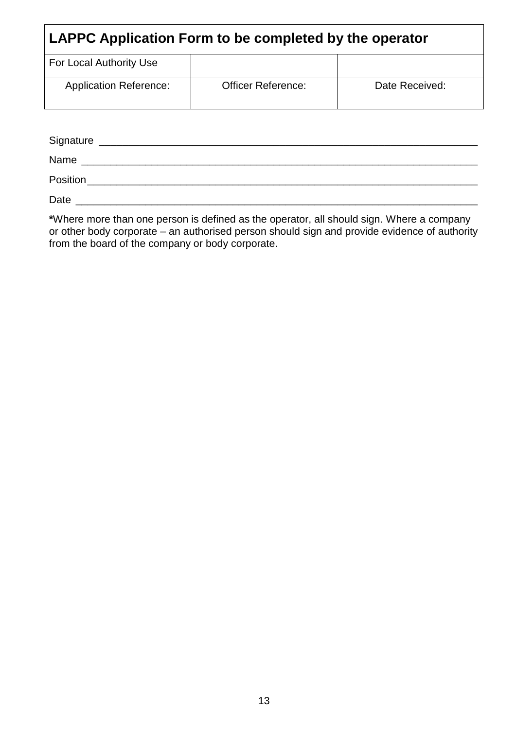| LAPPC Application Form to be completed by the operator | | |
|---|---|---|
| For Local Authority Use | | |
| Application Reference: | Officer Reference: | Date Received: |

Signature ___________________________________________________________________

Name ______________________________________________________________________

Position_____________________________________________________________________

Date _______________________________________________________________________

**\***Where more than one person is defined as the operator, all should sign. Where a company or other body corporate – an authorised person should sign and provide evidence of authority from the board of the company or body corporate.